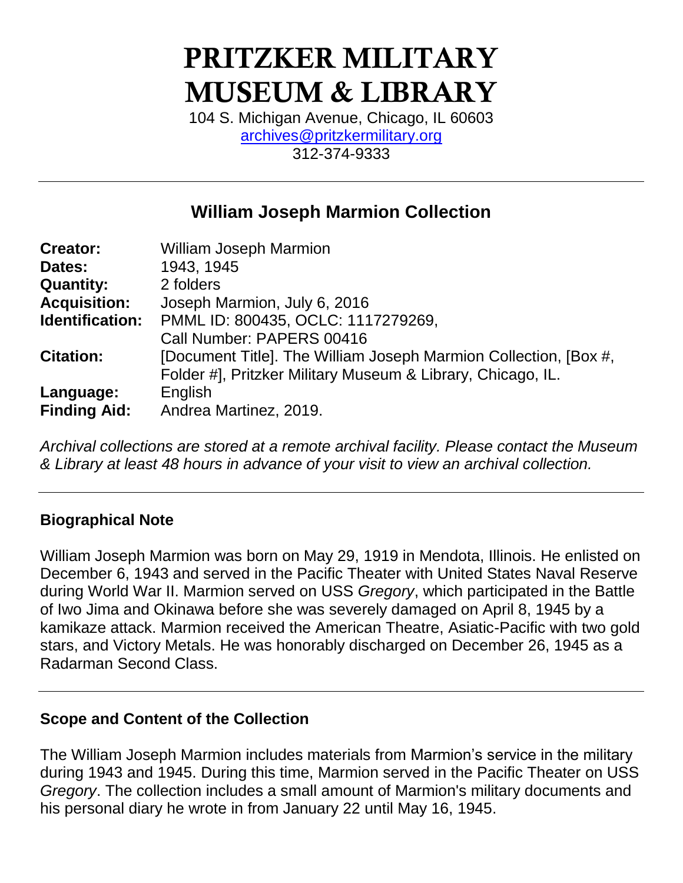# PRITZKER MILITARY MUSEUM & LIBRARY

104 S. Michigan Avenue, Chicago, IL 60603
archives@pritzkermilitary.org
312-374-9333

---

## William Joseph Marmion Collection

| | |
|---|---|
| **Creator:** | William Joseph Marmion |
| **Dates:** | 1943, 1945 |
| **Quantity:** | 2 folders |
| **Acquisition:** | Joseph Marmion, July 6, 2016 |
| **Identification:** | PMML ID: 800435, OCLC: 1117279269, Call Number: PAPERS 00416 |
| **Citation:** | [Document Title]. The William Joseph Marmion Collection, [Box #, Folder #], Pritzker Military Museum & Library, Chicago, IL. |
| **Language:** | English |
| **Finding Aid:** | Andrea Martinez, 2019. |

*Archival collections are stored at a remote archival facility. Please contact the Museum & Library at least 48 hours in advance of your visit to view an archival collection.*

---

### Biographical Note

William Joseph Marmion was born on May 29, 1919 in Mendota, Illinois. He enlisted on December 6, 1943 and served in the Pacific Theater with United States Naval Reserve during World War II. Marmion served on USS *Gregory*, which participated in the Battle of Iwo Jima and Okinawa before she was severely damaged on April 8, 1945 by a kamikaze attack. Marmion received the American Theatre, Asiatic-Pacific with two gold stars, and Victory Metals. He was honorably discharged on December 26, 1945 as a Radarman Second Class.

---

### Scope and Content of the Collection

The William Joseph Marmion includes materials from Marmion's service in the military during 1943 and 1945. During this time, Marmion served in the Pacific Theater on USS *Gregory*. The collection includes a small amount of Marmion's military documents and his personal diary he wrote in from January 22 until May 16, 1945.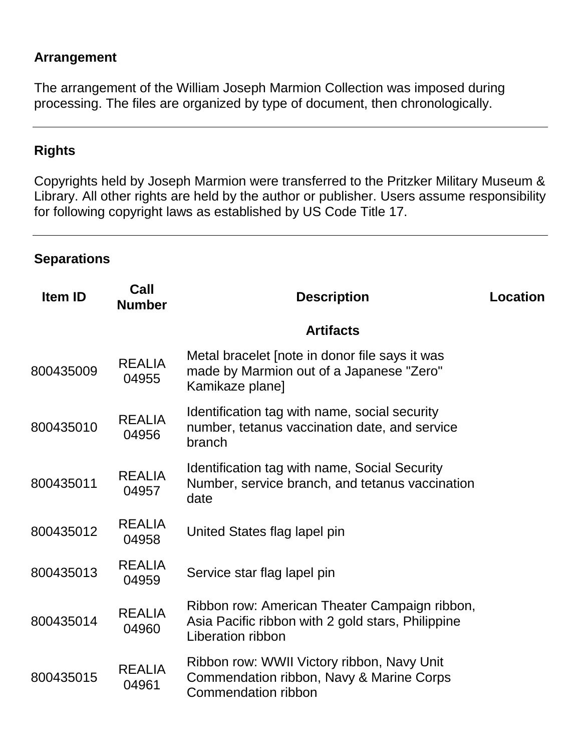### Arrangement

The arrangement of the William Joseph Marmion Collection was imposed during processing. The files are organized by type of document, then chronologically.

---

### Rights

Copyrights held by Joseph Marmion were transferred to the Pritzker Military Museum & Library. All other rights are held by the author or publisher. Users assume responsibility for following copyright laws as established by US Code Title 17.

---

### Separations

| Item ID | Call Number | Description | Location |
|---|---|---|---|
| | | **Artifacts** | |
| 800435009 | REALIA 04955 | Metal bracelet [note in donor file says it was made by Marmion out of a Japanese "Zero" Kamikaze plane] | |
| 800435010 | REALIA 04956 | Identification tag with name, social security number, tetanus vaccination date, and service branch | |
| 800435011 | REALIA 04957 | Identification tag with name, Social Security Number, service branch, and tetanus vaccination date | |
| 800435012 | REALIA 04958 | United States flag lapel pin | |
| 800435013 | REALIA 04959 | Service star flag lapel pin | |
| 800435014 | REALIA 04960 | Ribbon row: American Theater Campaign ribbon, Asia Pacific ribbon with 2 gold stars, Philippine Liberation ribbon | |
| 800435015 | REALIA 04961 | Ribbon row: WWII Victory ribbon, Navy Unit Commendation ribbon, Navy & Marine Corps Commendation ribbon | |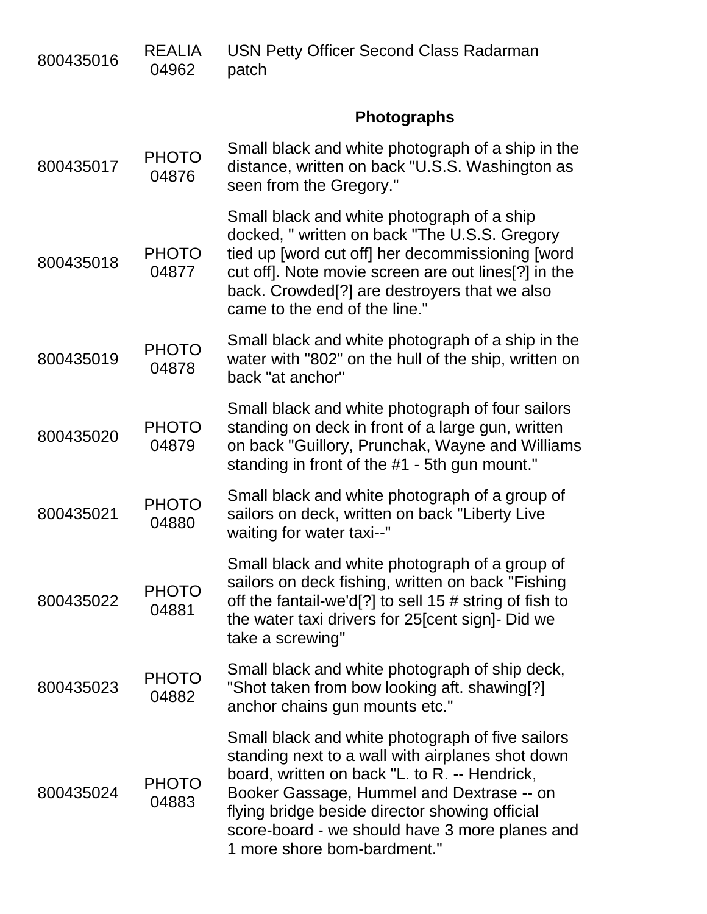| | | |
|---|---|---|
| 800435016 | REALIA 04962 | USN Petty Officer Second Class Radarman patch |

**Photographs**

| | | |
|---|---|---|
| 800435017 | PHOTO 04876 | Small black and white photograph of a ship in the distance, written on back "U.S.S. Washington as seen from the Gregory." |
| 800435018 | PHOTO 04877 | Small black and white photograph of a ship docked, " written on back "The U.S.S. Gregory tied up [word cut off] her decommissioning [word cut off]. Note movie screen are out lines[?] in the back. Crowded[?] are destroyers that we also came to the end of the line." |
| 800435019 | PHOTO 04878 | Small black and white photograph of a ship in the water with "802" on the hull of the ship, written on back "at anchor" |
| 800435020 | PHOTO 04879 | Small black and white photograph of four sailors standing on deck in front of a large gun, written on back "Guillory, Prunchak, Wayne and Williams standing in front of the #1 - 5th gun mount." |
| 800435021 | PHOTO 04880 | Small black and white photograph of a group of sailors on deck, written on back "Liberty Live waiting for water taxi--" |
| 800435022 | PHOTO 04881 | Small black and white photograph of a group of sailors on deck fishing, written on back "Fishing off the fantail-we'd[?] to sell 15 # string of fish to the water taxi drivers for 25[cent sign]- Did we take a screwing" |
| 800435023 | PHOTO 04882 | Small black and white photograph of ship deck, "Shot taken from bow looking aft. shawing[?] anchor chains gun mounts etc." |
| 800435024 | PHOTO 04883 | Small black and white photograph of five sailors standing next to a wall with airplanes shot down board, written on back "L. to R. -- Hendrick, Booker Gassage, Hummel and Dextrase -- on flying bridge beside director showing official score-board - we should have 3 more planes and 1 more shore bom-bardment." |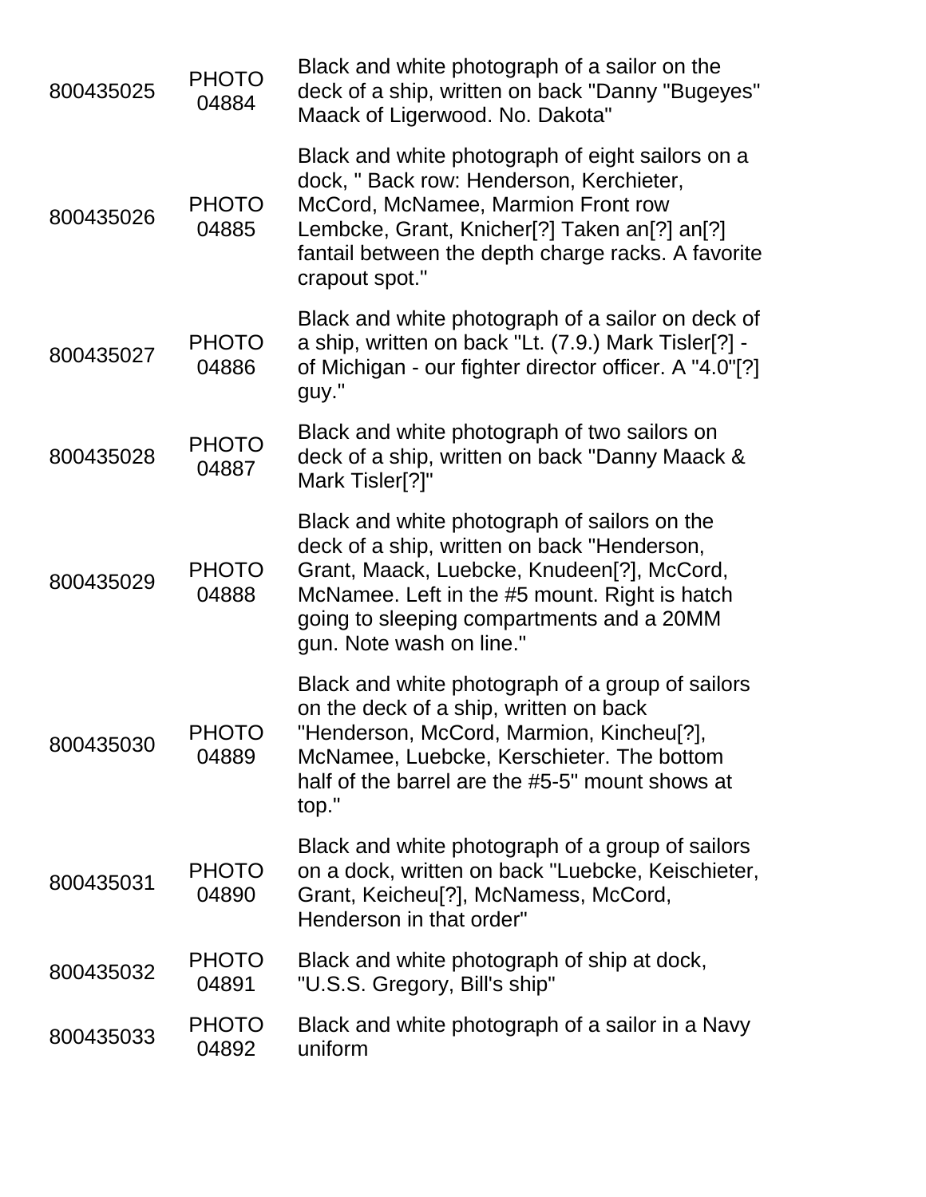| | | |
|---|---|---|
| 800435025 | PHOTO 04884 | Black and white photograph of a sailor on the deck of a ship, written on back "Danny "Bugeyes" Maack of Ligerwood. No. Dakota" |
| 800435026 | PHOTO 04885 | Black and white photograph of eight sailors on a dock, " Back row: Henderson, Kerchieter, McCord, McNamee, Marmion Front row Lembcke, Grant, Knicher[?] Taken an[?] an[?] fantail between the depth charge racks. A favorite crapout spot." |
| 800435027 | PHOTO 04886 | Black and white photograph of a sailor on deck of a ship, written on back "Lt. (7.9.) Mark Tisler[?] - of Michigan - our fighter director officer. A "4.0"[?] guy." |
| 800435028 | PHOTO 04887 | Black and white photograph of two sailors on deck of a ship, written on back "Danny Maack & Mark Tisler[?]" |
| 800435029 | PHOTO 04888 | Black and white photograph of sailors on the deck of a ship, written on back "Henderson, Grant, Maack, Luebcke, Knudeen[?], McCord, McNamee. Left in the #5 mount. Right is hatch going to sleeping compartments and a 20MM gun. Note wash on line." |
| 800435030 | PHOTO 04889 | Black and white photograph of a group of sailors on the deck of a ship, written on back "Henderson, McCord, Marmion, Kincheu[?], McNamee, Luebcke, Kerschieter. The bottom half of the barrel are the #5-5" mount shows at top." |
| 800435031 | PHOTO 04890 | Black and white photograph of a group of sailors on a dock, written on back "Luebcke, Keischieter, Grant, Keicheu[?], McNamess, McCord, Henderson in that order" |
| 800435032 | PHOTO 04891 | Black and white photograph of ship at dock, "U.S.S. Gregory, Bill's ship" |
| 800435033 | PHOTO 04892 | Black and white photograph of a sailor in a Navy uniform |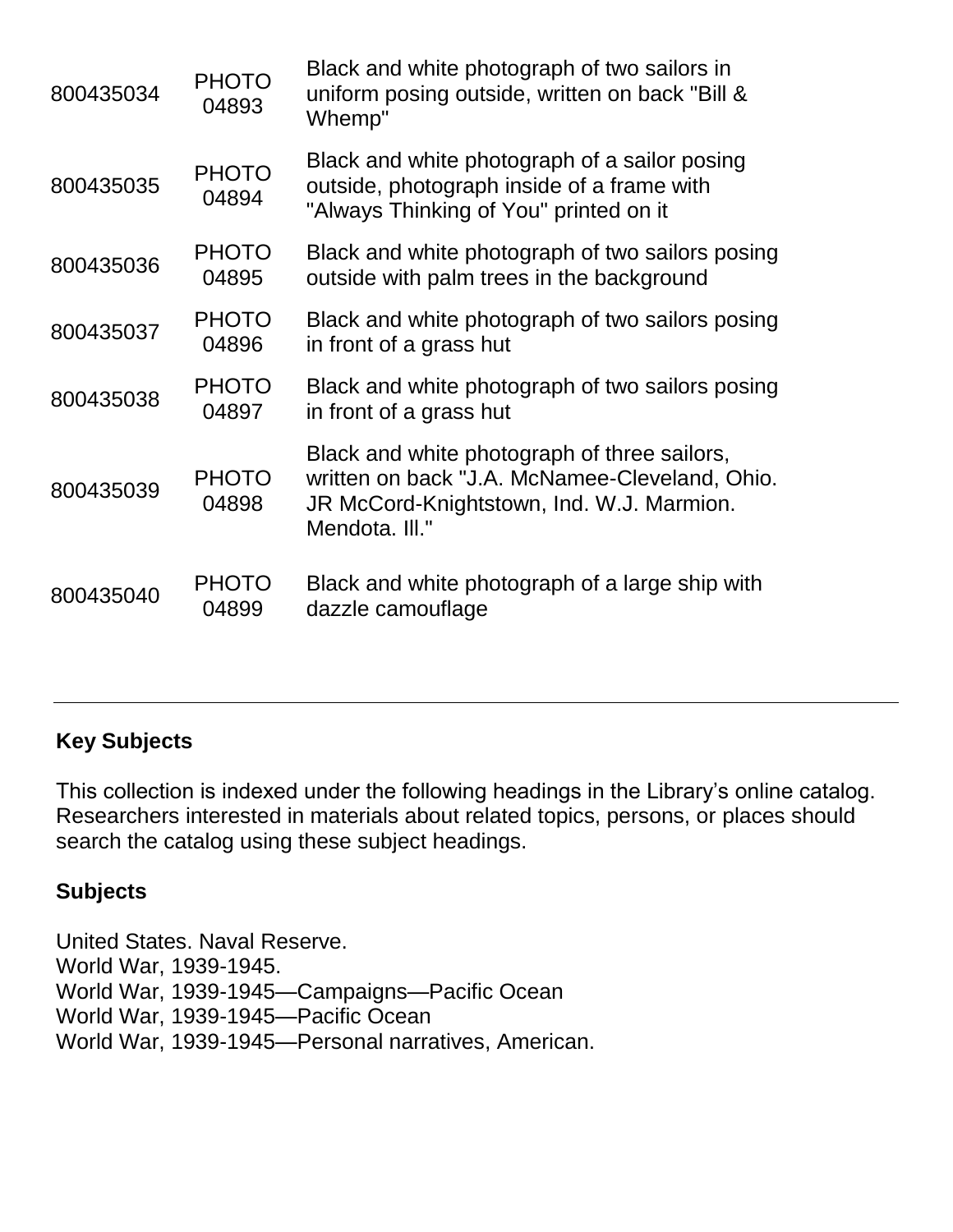| | | |
|---|---|---|
| 800435034 | PHOTO 04893 | Black and white photograph of two sailors in uniform posing outside, written on back "Bill & Whemp" |
| 800435035 | PHOTO 04894 | Black and white photograph of a sailor posing outside, photograph inside of a frame with "Always Thinking of You" printed on it |
| 800435036 | PHOTO 04895 | Black and white photograph of two sailors posing outside with palm trees in the background |
| 800435037 | PHOTO 04896 | Black and white photograph of two sailors posing in front of a grass hut |
| 800435038 | PHOTO 04897 | Black and white photograph of two sailors posing in front of a grass hut |
| 800435039 | PHOTO 04898 | Black and white photograph of three sailors, written on back "J.A. McNamee-Cleveland, Ohio. JR McCord-Knightstown, Ind. W.J. Marmion. Mendota. Ill." |
| 800435040 | PHOTO 04899 | Black and white photograph of a large ship with dazzle camouflage |

---

## Key Subjects

This collection is indexed under the following headings in the Library's online catalog. Researchers interested in materials about related topics, persons, or places should search the catalog using these subject headings.

### Subjects

United States. Naval Reserve.
World War, 1939-1945.
World War, 1939-1945—Campaigns—Pacific Ocean
World War, 1939-1945—Pacific Ocean
World War, 1939-1945—Personal narratives, American.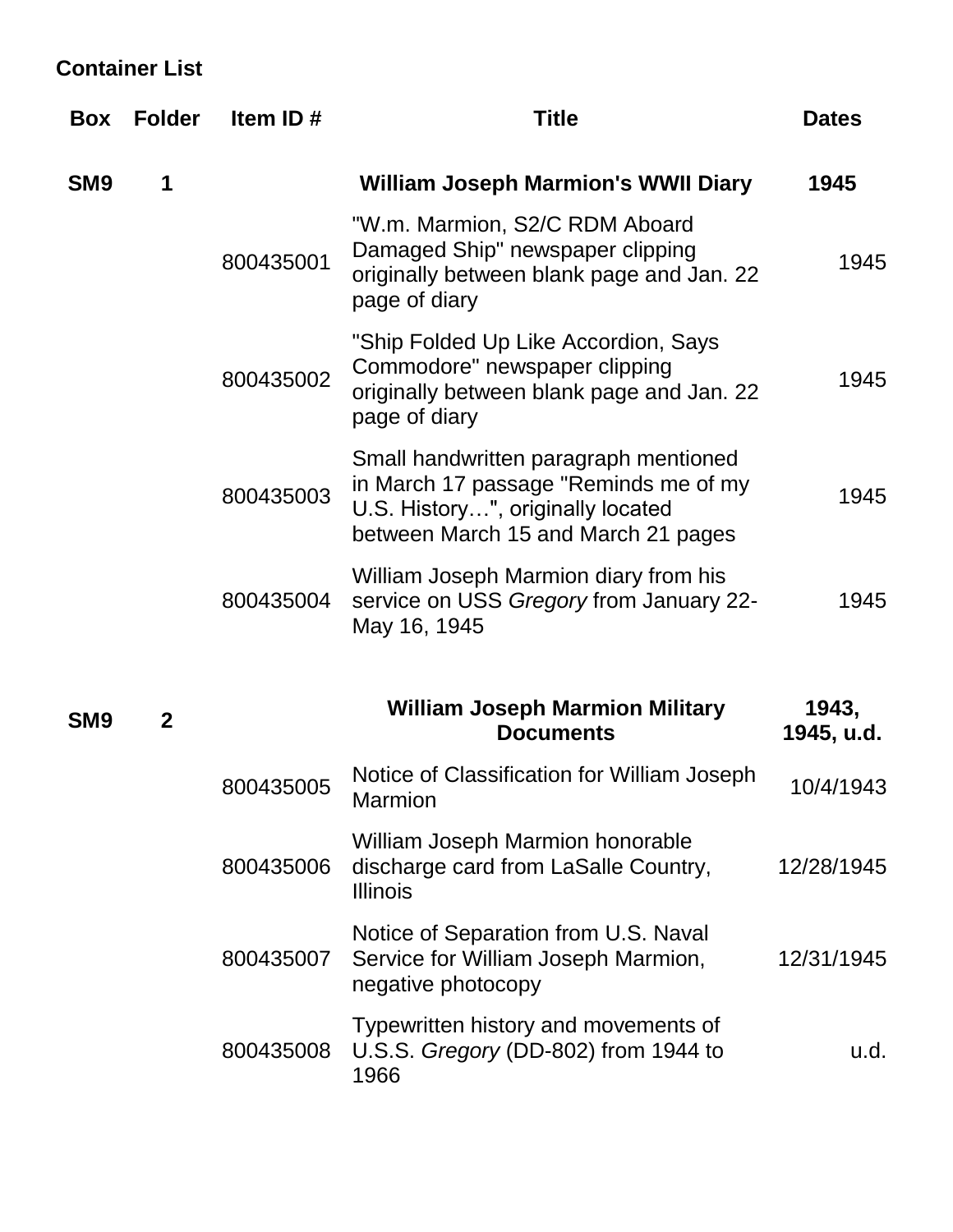**Container List**

| Box | Folder | Item ID # | Title | Dates |
|---|---|---|---|---|
| **SM9** | **1** | | **William Joseph Marmion's WWII Diary** | **1945** |
| | | 800435001 | "W.m. Marmion, S2/C RDM Aboard Damaged Ship" newspaper clipping originally between blank page and Jan. 22 page of diary | 1945 |
| | | 800435002 | "Ship Folded Up Like Accordion, Says Commodore" newspaper clipping originally between blank page and Jan. 22 page of diary | 1945 |
| | | 800435003 | Small handwritten paragraph mentioned in March 17 passage "Reminds me of my U.S. History…", originally located between March 15 and March 21 pages | 1945 |
| | | 800435004 | William Joseph Marmion diary from his service on USS *Gregory* from January 22-May 16, 1945 | 1945 |
| **SM9** | **2** | | **William Joseph Marmion Military Documents** | **1943, 1945, u.d.** |
| | | 800435005 | Notice of Classification for William Joseph Marmion | 10/4/1943 |
| | | 800435006 | William Joseph Marmion honorable discharge card from LaSalle Country, Illinois | 12/28/1945 |
| | | 800435007 | Notice of Separation from U.S. Naval Service for William Joseph Marmion, negative photocopy | 12/31/1945 |
| | | 800435008 | Typewritten history and movements of U.S.S. *Gregory* (DD-802) from 1944 to 1966 | u.d. |